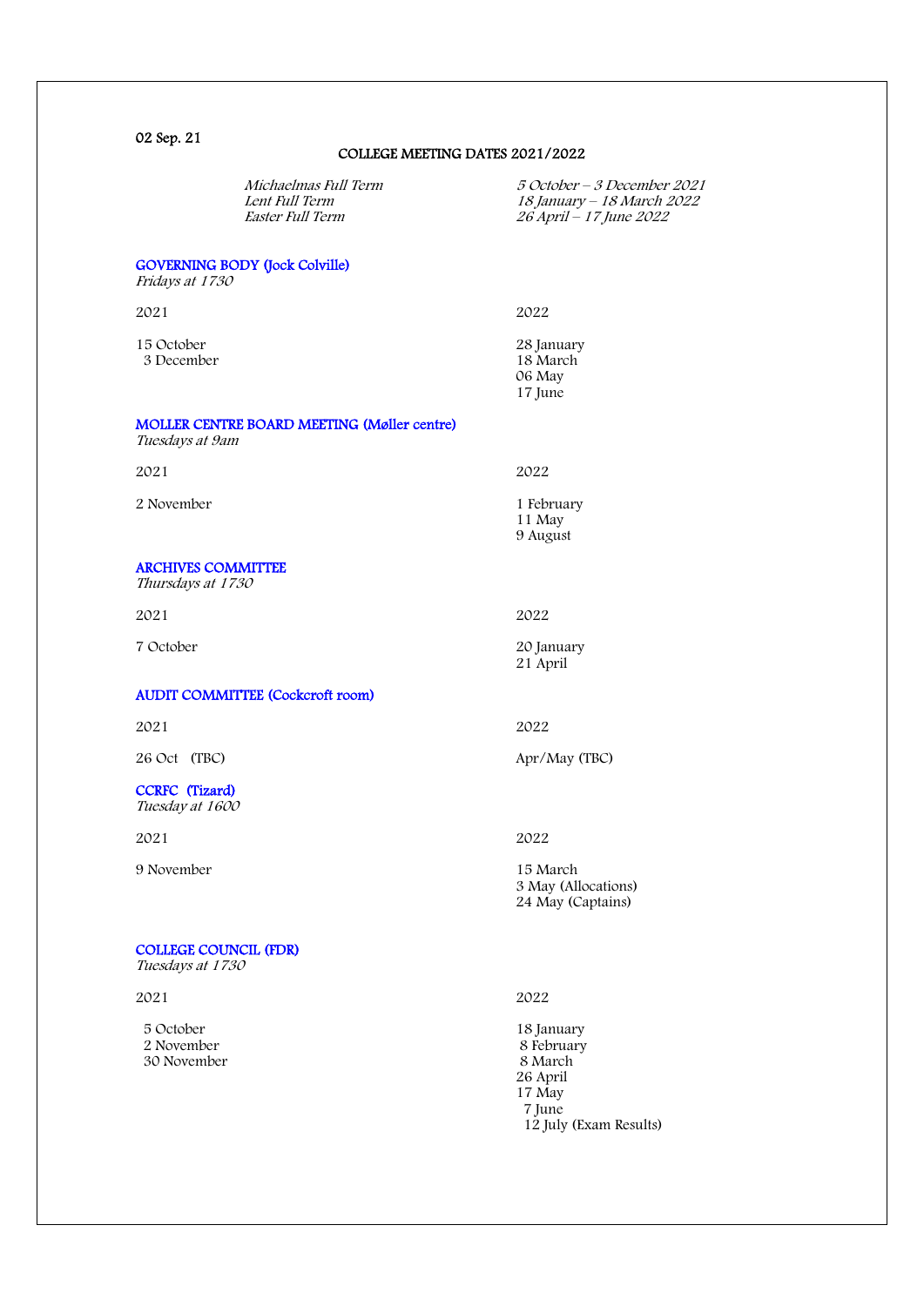02 Sep. 21

## COLLEGE MEETING DATES 2021/2022

| | |
|---|---|
| *Michaelmas Full Term* | *5 October – 3 December 2021* |
| *Lent Full Term* | *18 January – 18 March 2022* |
| *Easter Full Term* | *26 April – 17 June 2022* |

### GOVERNING BODY (Jock Colville)

*Fridays at 1730*

| 2021 | 2022 |
|---|---|
| 15 October | 28 January |
| 3 December | 18 March |
| | 06 May |
| | 17 June |

### MOLLER CENTRE BOARD MEETING (Møller centre)

*Tuesdays at 9am*

| 2021 | 2022 |
|---|---|
| 2 November | 1 February |
| | 11 May |
| | 9 August |

### ARCHIVES COMMITTEE

*Thursdays at 1730*

| 2021 | 2022 |
|---|---|
| 7 October | 20 January |
| | 21 April |

### AUDIT COMMITTEE (Cockcroft room)

| 2021 | 2022 |
|---|---|
| 26 Oct (TBC) | Apr/May (TBC) |

### CCRFC (Tizard)

*Tuesday at 1600*

| 2021 | 2022 |
|---|---|
| 9 November | 15 March |
| | 3 May (Allocations) |
| | 24 May (Captains) |

### COLLEGE COUNCIL (FDR)

*Tuesdays at 1730*

| 2021 | 2022 |
|---|---|
| 5 October | 18 January |
| 2 November | 8 February |
| 30 November | 8 March |
| | 26 April |
| | 17 May |
| | 7 June |
| | 12 July (Exam Results) |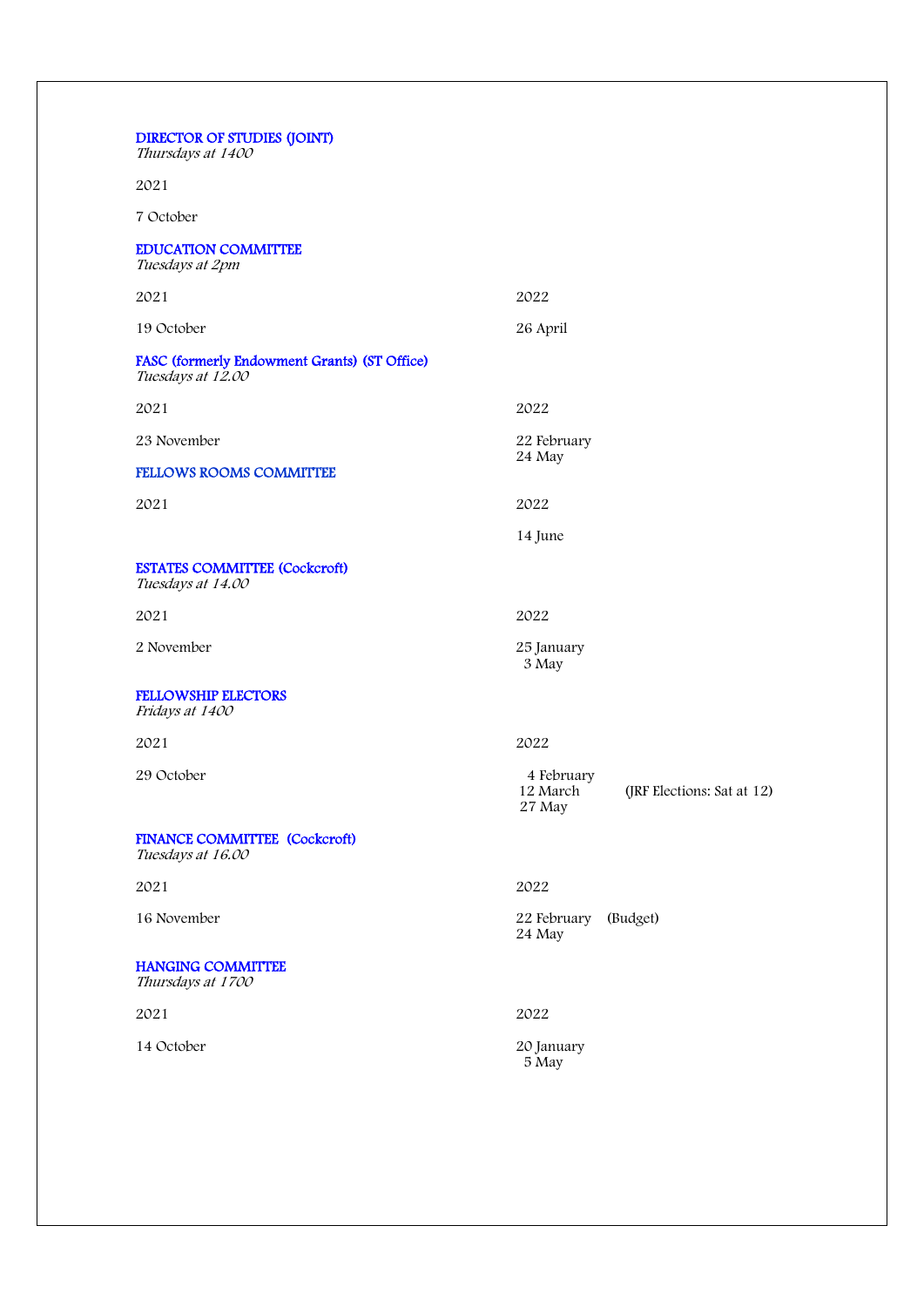## DIRECTOR OF STUDIES (JOINT)
*Thursdays at 1400*

| 2021 |
|---|
| 7 October |

## EDUCATION COMMITTEE
*Tuesdays at 2pm*

| 2021 | 2022 |
|---|---|
| 19 October | 26 April |

## FASC (formerly Endowment Grants) (ST Office)
*Tuesdays at 12.00*

| 2021 | 2022 |
|---|---|
| 23 November | 22 February |
| | 24 May |

## FELLOWS ROOMS COMMITTEE

| 2021 | 2022 |
|---|---|
| | 14 June |

## ESTATES COMMITTEE (Cockcroft)
*Tuesdays at 14.00*

| 2021 | 2022 |
|---|---|
| 2 November | 25 January |
| | 3 May |

## FELLOWSHIP ELECTORS
*Fridays at 1400*

| 2021 | 2022 | |
|---|---|---|
| 29 October | 4 February | |
| | 12 March | (JRF Elections: Sat at 12) |
| | 27 May | |

## FINANCE COMMITTEE (Cockcroft)
*Tuesdays at 16.00*

| 2021 | 2022 | |
|---|---|---|
| 16 November | 22 February | (Budget) |
| | 24 May | |

## HANGING COMMITTEE
*Thursdays at 1700*

| 2021 | 2022 |
|---|---|
| 14 October | 20 January |
| | 5 May |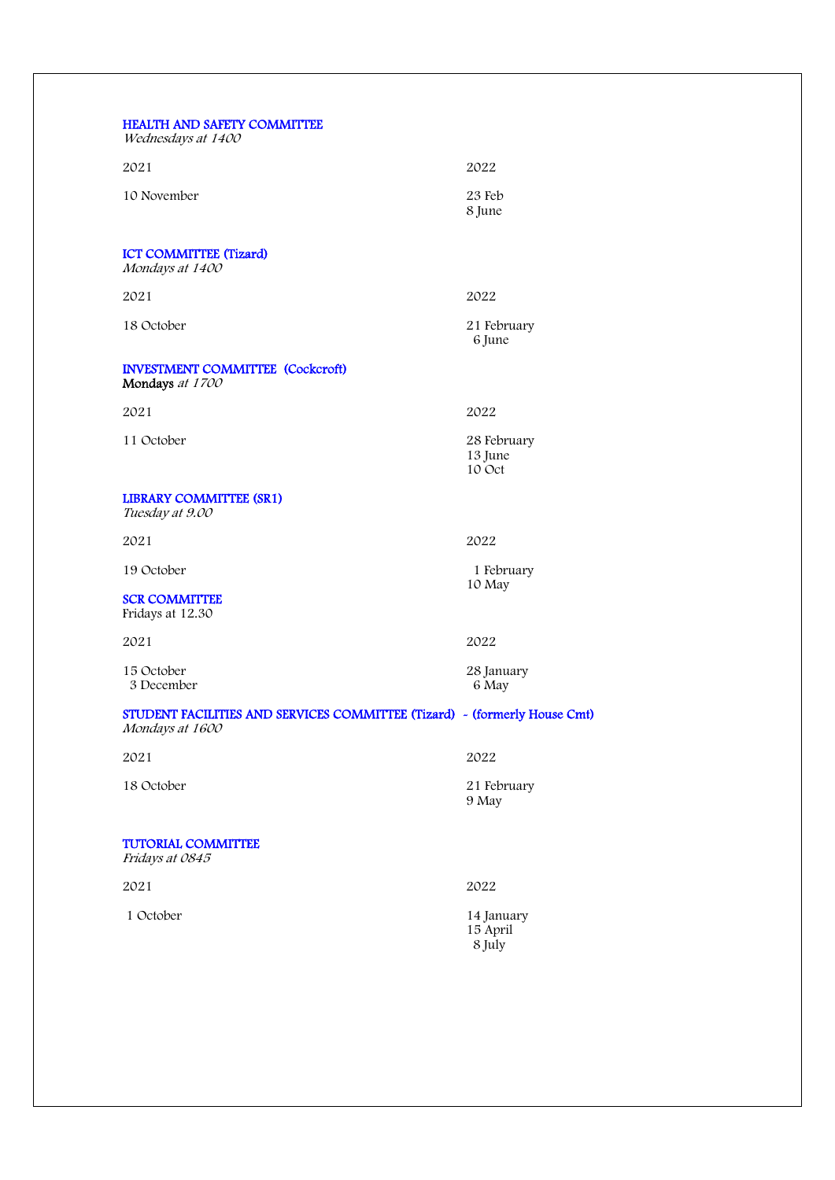## HEALTH AND SAFETY COMMITTEE

*Wednesdays at 1400*

| 2021 | 2022 |
|---|---|
| 10 November | 23 Feb |
| | 8 June |

## ICT COMMITTEE (Tizard)

*Mondays at 1400*

| 2021 | 2022 |
|---|---|
| 18 October | 21 February |
| | 6 June |

## INVESTMENT COMMITTEE (Cockcroft)

Mondays *at 1700*

| 2021 | 2022 |
|---|---|
| 11 October | 28 February |
| | 13 June |
| | 10 Oct |

## LIBRARY COMMITTEE (SR1)

*Tuesday at 9.00*

| 2021 | 2022 |
|---|---|
| 19 October | 1 February |
| | 10 May |

## SCR COMMITTEE

Fridays at 12.30

| 2021 | 2022 |
|---|---|
| 15 October | 28 January |
| 3 December | 6 May |

## STUDENT FACILITIES AND SERVICES COMMITTEE (Tizard) - (formerly House Cmt)

*Mondays at 1600*

| 2021 | 2022 |
|---|---|
| 18 October | 21 February |
| | 9 May |

## TUTORIAL COMMITTEE

*Fridays at 0845*

| 2021 | 2022 |
|---|---|
| 1 October | 14 January |
| | 15 April |
| | 8 July |